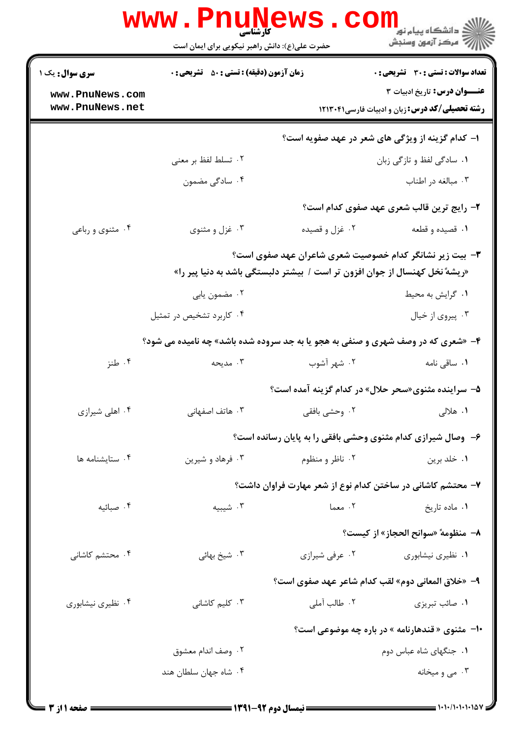کارشناسی

حضرت علی(ع): دانش راهبر نیکویی برای ایمان است

دانشگاه پیام نور
مرکز آزمون وسنجش

**سری سوال:** یک ۱

**زمان آزمون (دقیقه) : تستی : ۵۰ تشریحی : ۰**

**تعداد سوالات : تستی : ۳۰ تشریحی : ۰**

**عنـــوان درس:** تاریخ ادبیات ۳

**رشته تحصیلی/کد درس:** زبان و ادبیات فارسی۱۲۱۳۰۴۱

**۱- کدام گزینه از ویژگی های شعر در عهد صفویه است؟**

۱. سادگی لفظ و تازگی زبان
۲. تسلط لفظ بر معنی
۳. مبالغه در اطناب
۴. سادگی مضمون

**۲- رایج ترین قالب شعری عهد صفوی کدام است؟**

۱. قصیده و قطعه
۲. غزل و قصیده
۳. غزل و مثنوی
۴. مثنوی و رباعی

**۳- بیت زیر نشانگر کدام خصوصیت شعری شاعران عهد صفوی است؟**

**«ریشهٔ نخل کهنسال از جوان افزون تر است / بیشتر دلبستگی باشد به دنیا پیر را»**

۱. گرایش به محیط
۲. مضمون یابی
۳. پیروی از خیال
۴. کاربرد تشخیص در تمثیل

**۴- «شعری که در وصف شهری و صنفی به هجو یا به جد سروده شده باشد» چه نامیده می شود؟**

۱. ساقی نامه
۲. شهر آشوب
۳. مدیحه
۴. طنز

**۵- سراینده مثنوی«سحر حلال» در کدام گزینه آمده است؟**

۱. هلالی
۲. وحشی بافقی
۳. هاتف اصفهانی
۴. اهلی شیرازی

**۶- وصال شیرازی کدام مثنوی وحشی بافقی را به پایان رسانده است؟**

۱. خلد برین
۲. ناظر و منظوم
۳. فرهاد و شیرین
۴. ستایشنامه ها

**۷- محتشم کاشانی در ساختن کدام نوع از شعر مهارت فراوان داشت؟**

۱. ماده تاریخ
۲. معما
۳. شیبیه
۴. صبائیه

**۸- منظومهٔ «سوانح الحجاز» از کیست؟**

۱. نظیری نیشابوری
۲. عرفی شیرازی
۳. شیخ بهائی
۴. محتشم کاشانی

**۹- «خلاق المعانی دوم» لقب کدام شاعر عهد صفوی است؟**

۱. صائب تبریزی
۲. طالب آملی
۳. کلیم کاشانی
۴. نظیری نیشابوری

**۱۰- مثنوی « قندهارنامه » در باره چه موضوعی است؟**

۱. جنگهای شاه عباس دوم
۲. وصف اندام معشوق
۳. می و میخانه
۴. شاه جهان سلطان هند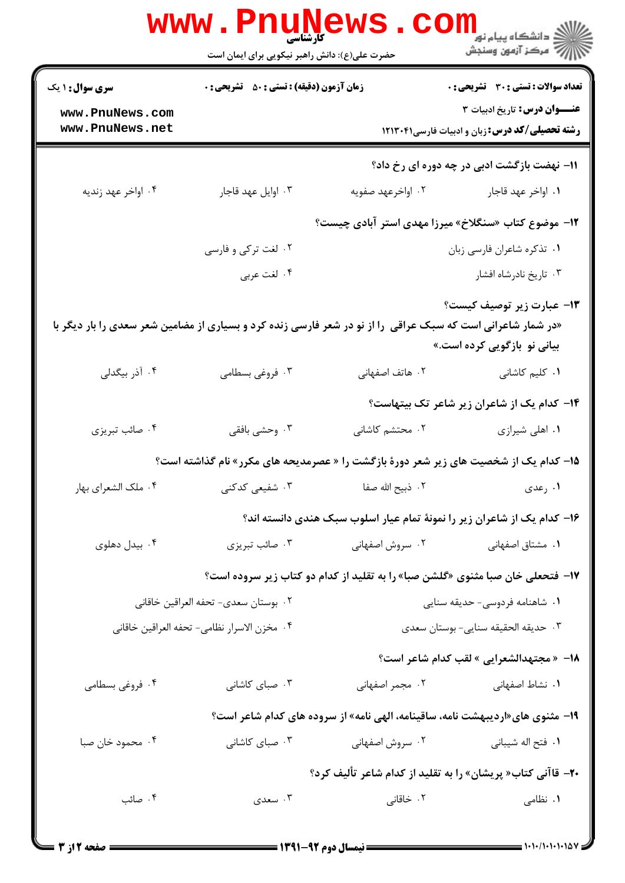کارشناسی

حضرت علی(ع): دانش راهبر نیکویی برای ایمان است

| سری سوال: ۱ یک | زمان آزمون (دقیقه) : تستی : ۵۰ تشریحی : ۰ | تعداد سوالات : تستی : ۳۰ تشریحی : ۰ |
|---|---|---|
| www.PnuNews.com www.PnuNews.net | | عنـــوان درس: تاریخ ادبیات ۳ |
| | | رشته تحصیلی/کد درس: زبان و ادبیات فارسی۱۲۱۳۰۴۱ |

۱۱- نهضت بازگشت ادبی در چه دوره ای رخ داد؟

۱. اواخر عهد قاجار
۲. اواخرعهد صفویه
۳. اوایل عهد قاجار
۴. اواخر عهد زندیه

۱۲- موضوع کتاب «سنگلاخ» میرزا مهدی استر آبادی چیست؟

۱. تذکره شاعران فارسی زبان
۲. لغت ترکی و فارسی
۳. تاریخ نادرشاه افشار
۴. لغت عربی

۱۳- عبارت زیر توصیف کیست؟

«در شمار شاعرانی است که سبک عراقی را از نو در شعر فارسی زنده کرد و بسیاری از مضامین شعر سعدی را بار دیگر با بیانی نو بازگویی کرده است.»

۱. کلیم کاشانی
۲. هاتف اصفهانی
۳. فروغی بسطامی
۴. آذر بیگدلی

۱۴- کدام یک از شاعران زیر شاعر تک بیتهاست؟

۱. اهلی شیرازی
۲. محتشم کاشانی
۳. وحشی بافقی
۴. صائب تبریزی

۱۵- کدام یک از شخصیت های زیر شعر دورهٔ بازگشت را « عصرمدیحه های مکرر» نام گذاشته است؟

۱. رعدی
۲. ذبیح الله صفا
۳. شفیعی کدکنی
۴. ملک الشعرای بهار

۱۶- کدام یک از شاعران زیر را نمونهٔ تمام عیار اسلوب سبک هندی دانسته اند؟

۱. مشتاق اصفهانی
۲. سروش اصفهانی
۳. صائب تبریزی
۴. بیدل دهلوی

۱۷- فتحعلی خان صبا مثنوی «گلشن صبا» را به تقلید از کدام دو کتاب زیر سروده است؟

۱. شاهنامه فردوسی- حدیقه سنایی
۲. بوستان سعدی- تحفه العراقین خاقانی
۳. حدیقه الحقیقه سنایی- بوستان سعدی
۴. مخزن الاسرار نظامی- تحفه العراقین خاقانی

۱۸- « مجتهدالشعرایی » لقب کدام شاعر است؟

۱. نشاط اصفهانی
۲. مجمر اصفهانی
۳. صبای کاشانی
۴. فروغی بسطامی

۱۹- مثنوی های«اردیبهشت نامه، ساقینامه، الهی نامه» از سروده های کدام شاعر است؟

۱. فتح اله شیبانی
۲. سروش اصفهانی
۳. صبای کاشانی
۴. محمود خان صبا

۲۰- قاآنی کتاب« پریشان» را به تقلید از کدام شاعر تألیف کرد؟

۱. نظامی
۲. خاقانی
۳. سعدی
۴. صائب

نیمسال دوم ۹۲-۱۳۹۱

۱۰۱۰/۱۰۱۰۱۰۱۵۷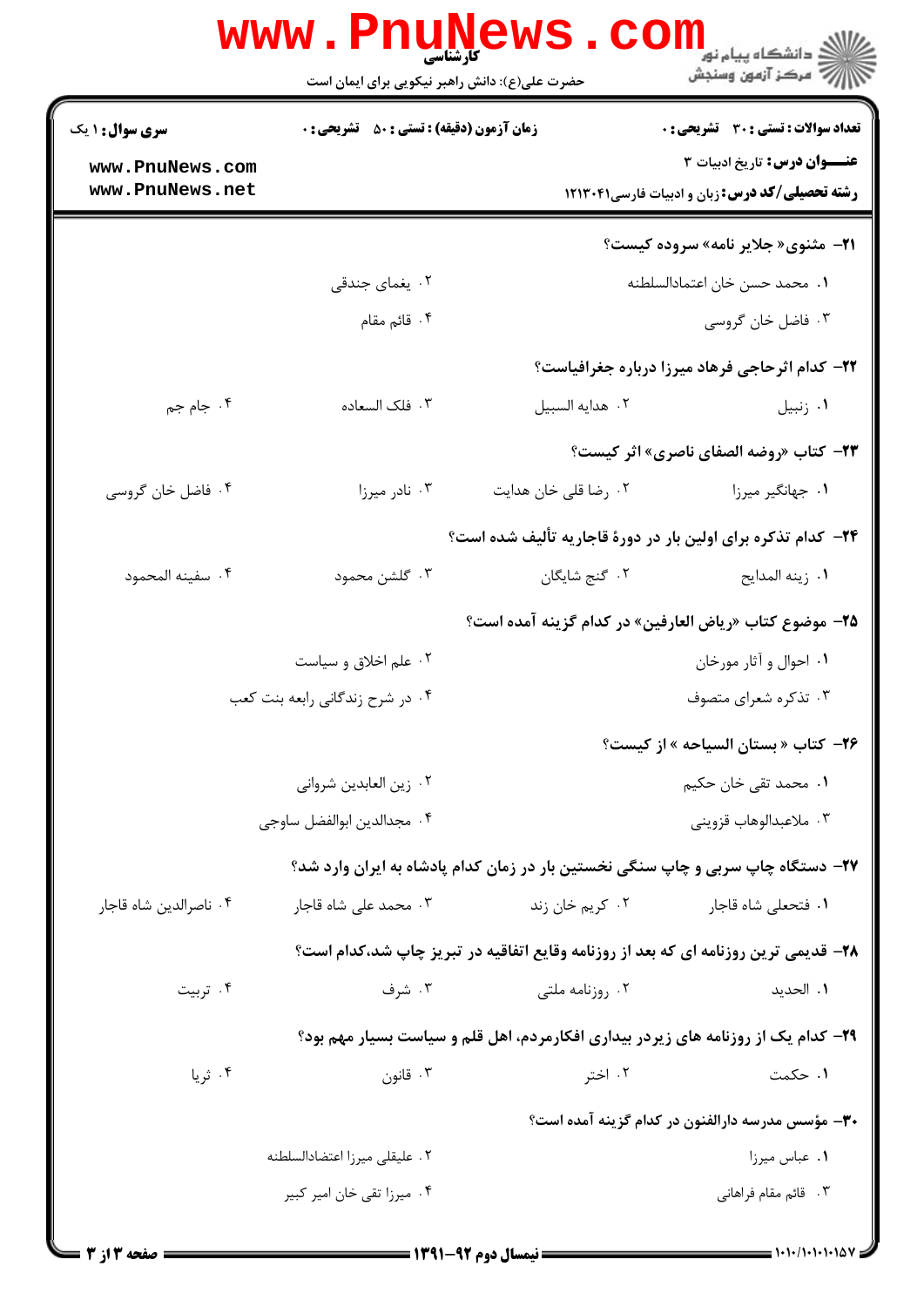۲۱- مثنوی« جلایر نامه» سروده کیست؟

۱. محمد حسن خان اعتمادالسلطنه
۲. یغمای جندقی
۳. فاضل خان گروسی
۴. قائم مقام

۲۲- کدام اثرحاجی فرهاد میرزا درباره جغرافیاست؟

۱. زنبیل
۲. هدایه السبیل
۳. فلک السعاده
۴. جام جم

۲۳- کتاب «روضه الصفای ناصری» اثر کیست؟

۱. جهانگیر میرزا
۲. رضا قلی خان هدایت
۳. نادر میرزا
۴. فاضل خان گروسی

۲۴- کدام تذکره برای اولین بار در دورهٔ قاجاریه تألیف شده است؟

۱. زینه المدایح
۲. گنج شایگان
۳. گلشن محمود
۴. سفینه المحمود

۲۵- موضوع کتاب «ریاض العارفین» در کدام گزینه آمده است؟

۱. احوال و آثار مورخان
۲. علم اخلاق و سیاست
۳. تذکره شعرای متصوف
۴. در شرح زندگانی رابعه بنت کعب

۲۶- کتاب « بستان السیاحه » از کیست؟

۱. محمد تقی خان حکیم
۲. زین العابدین شروانی
۳. ملاعبدالوهاب قزوینی
۴. مجدالدین ابوالفضل ساوجی

۲۷- دستگاه چاپ سربی و چاپ سنگی نخستین بار در زمان کدام پادشاه به ایران وارد شد؟

۱. فتحعلی شاه قاجار
۲. کریم خان زند
۳. محمد علی شاه قاجار
۴. ناصرالدین شاه قاجار

۲۸- قدیمی ترین روزنامه ای که بعد از روزنامه وقایع اتفاقیه در تبریز چاپ شد،کدام است؟

۱. الحدید
۲. روزنامه ملتی
۳. شرف
۴. تربیت

۲۹- کدام یک از روزنامه های زیردر بیداری افکارمردم، اهل قلم و سیاست بسیار مهم بود؟

۱. حکمت
۲. اختر
۳. قانون
۴. ثریا

۳۰- مؤسس مدرسه دارالفنون در کدام گزینه آمده است؟

۱. عباس میرزا
۲. علیقلی میرزا اعتضادالسلطنه
۳. قائم مقام فراهانی
۴. میرزا تقی خان امیر کبیر